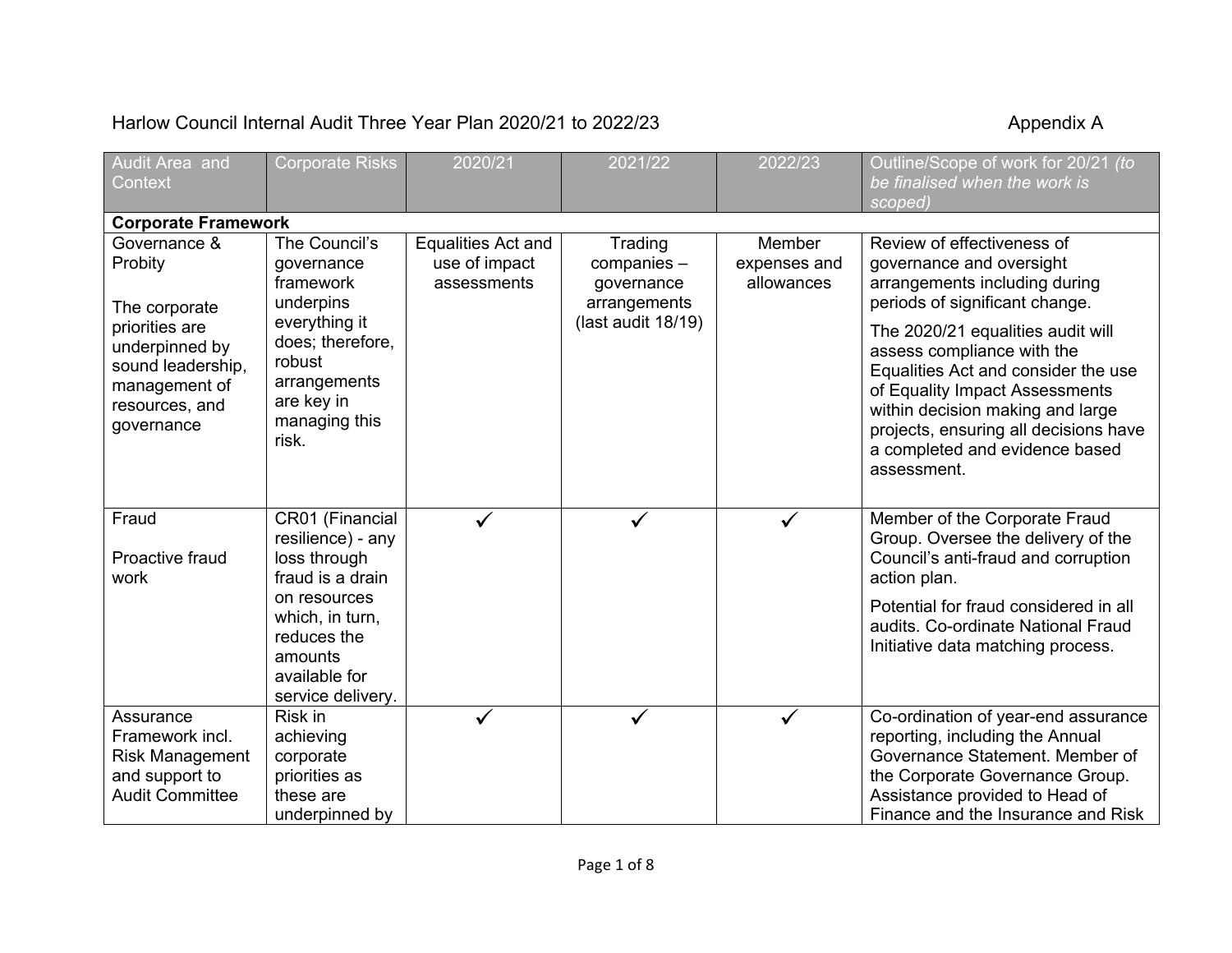Harlow Council Internal Audit Three Year Plan 2020/21 to 2022/23 Appendix A

| Audit Area and Context | Corporate Risks | 2020/21 | 2021/22 | 2022/23 | Outline/Scope of work for 20/21 *(to be finalised when the work is scoped)* |
|---|---|---|---|---|---|
| **Corporate Framework** | | | | | |
| Governance & Probity<br><br>The corporate priorities are underpinned by sound leadership, management of resources, and governance | The Council's governance framework underpins everything it does; therefore, robust arrangements are key in managing this risk. | Equalities Act and use of impact assessments | Trading companies – governance arrangements (last audit 18/19) | Member expenses and allowances | Review of effectiveness of governance and oversight arrangements including during periods of significant change.<br><br>The 2020/21 equalities audit will assess compliance with the Equalities Act and consider the use of Equality Impact Assessments within decision making and large projects, ensuring all decisions have a completed and evidence based assessment. |
| Fraud<br><br>Proactive fraud work | CR01 (Financial resilience) - any loss through fraud is a drain on resources which, in turn, reduces the amounts available for service delivery. | ✓ | ✓ | ✓ | Member of the Corporate Fraud Group. Oversee the delivery of the Council's anti-fraud and corruption action plan.<br><br>Potential for fraud considered in all audits. Co-ordinate National Fraud Initiative data matching process. |
| Assurance Framework incl. Risk Management and support to Audit Committee | Risk in achieving corporate priorities as these are underpinned by | ✓ | ✓ | ✓ | Co-ordination of year-end assurance reporting, including the Annual Governance Statement. Member of the Corporate Governance Group. Assistance provided to Head of Finance and the Insurance and Risk |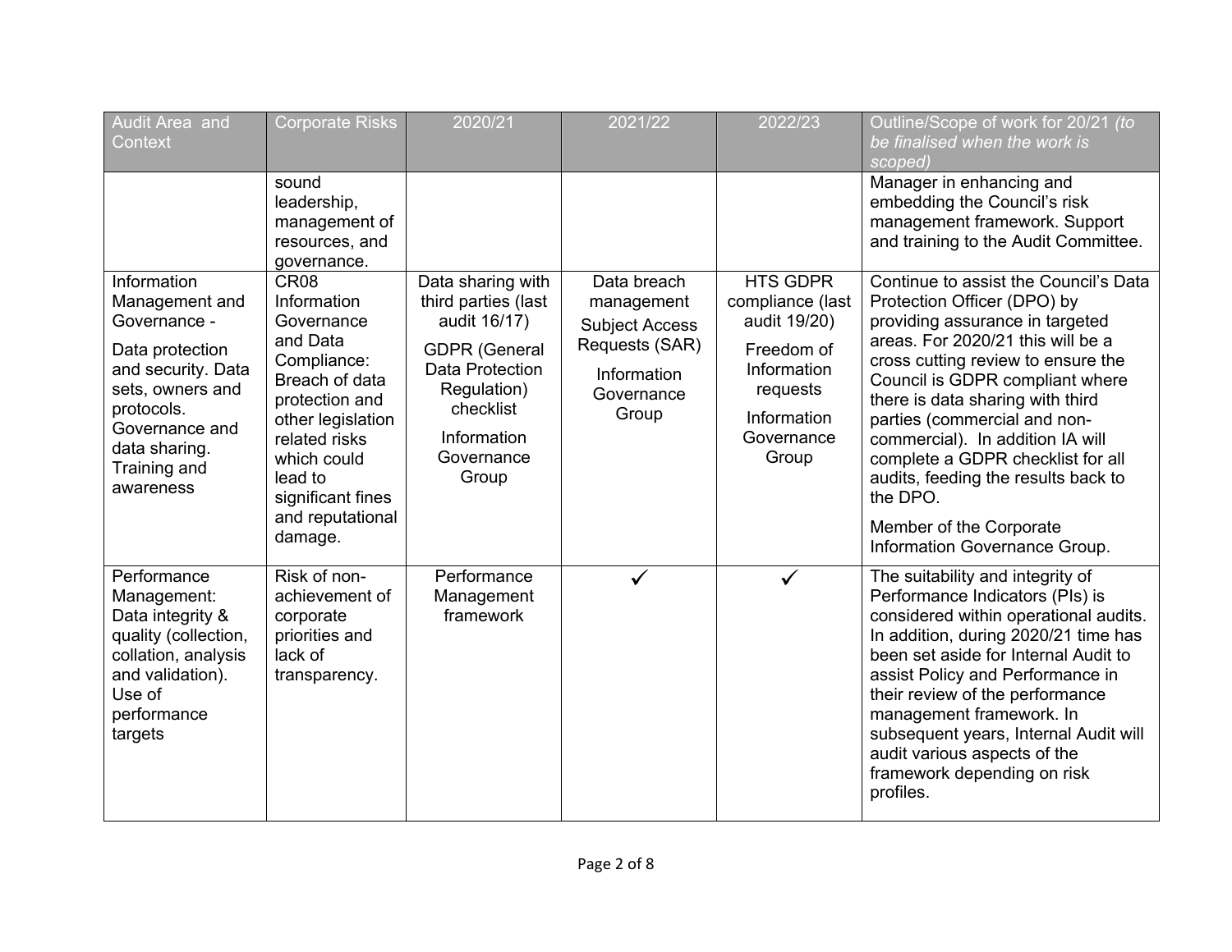| Audit Area and Context | Corporate Risks | 2020/21 | 2021/22 | 2022/23 | Outline/Scope of work for 20/21 *(to be finalised when the work is scoped)* |
|---|---|---|---|---|---|
| | sound leadership, management of resources, and governance. | | | | Manager in enhancing and embedding the Council's risk management framework. Support and training to the Audit Committee. |
| Information Management and Governance - <br><br> Data protection and security. Data sets, owners and protocols. Governance and data sharing. Training and awareness | CR08 Information Governance and Data Compliance: Breach of data protection and other legislation related risks which could lead to significant fines and reputational damage. | Data sharing with third parties (last audit 16/17) <br><br> GDPR (General Data Protection Regulation) checklist <br><br> Information Governance Group | Data breach management <br><br> Subject Access Requests (SAR) <br><br> Information Governance Group | HTS GDPR compliance (last audit 19/20) <br><br> Freedom of Information requests <br><br> Information Governance Group | Continue to assist the Council's Data Protection Officer (DPO) by providing assurance in targeted areas. For 2020/21 this will be a cross cutting review to ensure the Council is GDPR compliant where there is data sharing with third parties (commercial and non-commercial). In addition IA will complete a GDPR checklist for all audits, feeding the results back to the DPO. <br><br> Member of the Corporate Information Governance Group. |
| Performance Management: Data integrity & quality (collection, collation, analysis and validation). Use of performance targets | Risk of non-achievement of corporate priorities and lack of transparency. | Performance Management framework | ✓ | ✓ | The suitability and integrity of Performance Indicators (PIs) is considered within operational audits. In addition, during 2020/21 time has been set aside for Internal Audit to assist Policy and Performance in their review of the performance management framework. In subsequent years, Internal Audit will audit various aspects of the framework depending on risk profiles. |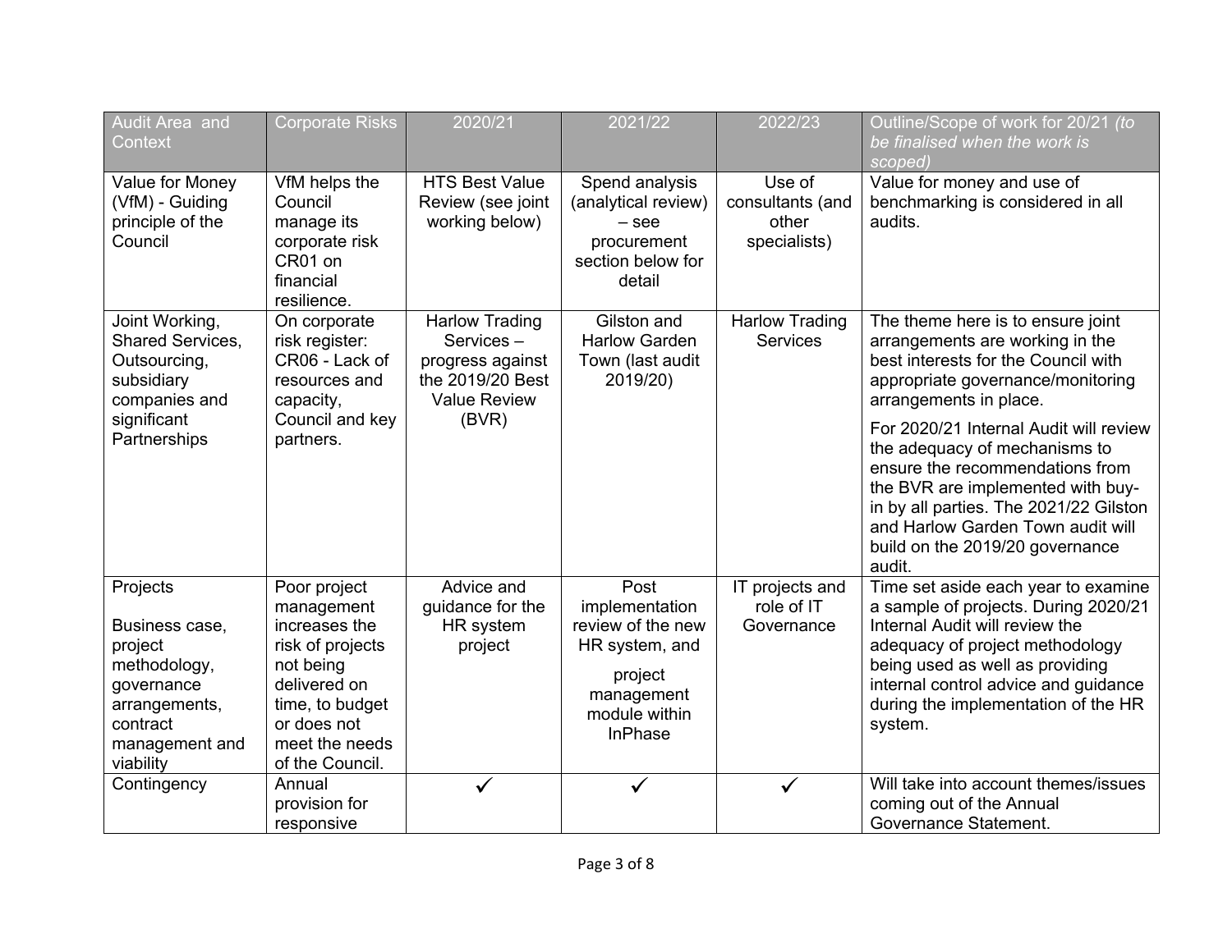| Audit Area and Context | Corporate Risks | 2020/21 | 2021/22 | 2022/23 | Outline/Scope of work for 20/21 *(to be finalised when the work is scoped)* |
|---|---|---|---|---|---|
| Value for Money (VfM) - Guiding principle of the Council | VfM helps the Council manage its corporate risk CR01 on financial resilience. | HTS Best Value Review (see joint working below) | Spend analysis (analytical review) – see procurement section below for detail | Use of consultants (and other specialists) | Value for money and use of benchmarking is considered in all audits. |
| Joint Working, Shared Services, Outsourcing, subsidiary companies and significant Partnerships | On corporate risk register: CR06 - Lack of resources and capacity, Council and key partners. | Harlow Trading Services – progress against the 2019/20 Best Value Review (BVR) | Gilston and Harlow Garden Town (last audit 2019/20) | Harlow Trading Services | The theme here is to ensure joint arrangements are working in the best interests for the Council with appropriate governance/monitoring arrangements in place.<br><br>For 2020/21 Internal Audit will review the adequacy of mechanisms to ensure the recommendations from the BVR are implemented with buy-in by all parties. The 2021/22 Gilston and Harlow Garden Town audit will build on the 2019/20 governance audit. |
| Projects<br><br>Business case, project methodology, governance arrangements, contract management and viability | Poor project management increases the risk of projects not being delivered on time, to budget or does not meet the needs of the Council. | Advice and guidance for the HR system project | Post implementation review of the new HR system, and<br><br>project management module within InPhase | IT projects and role of IT Governance | Time set aside each year to examine a sample of projects. During 2020/21 Internal Audit will review the adequacy of project methodology being used as well as providing internal control advice and guidance during the implementation of the HR system. |
| Contingency | Annual provision for responsive | ✓ | ✓ | ✓ | Will take into account themes/issues coming out of the Annual Governance Statement. |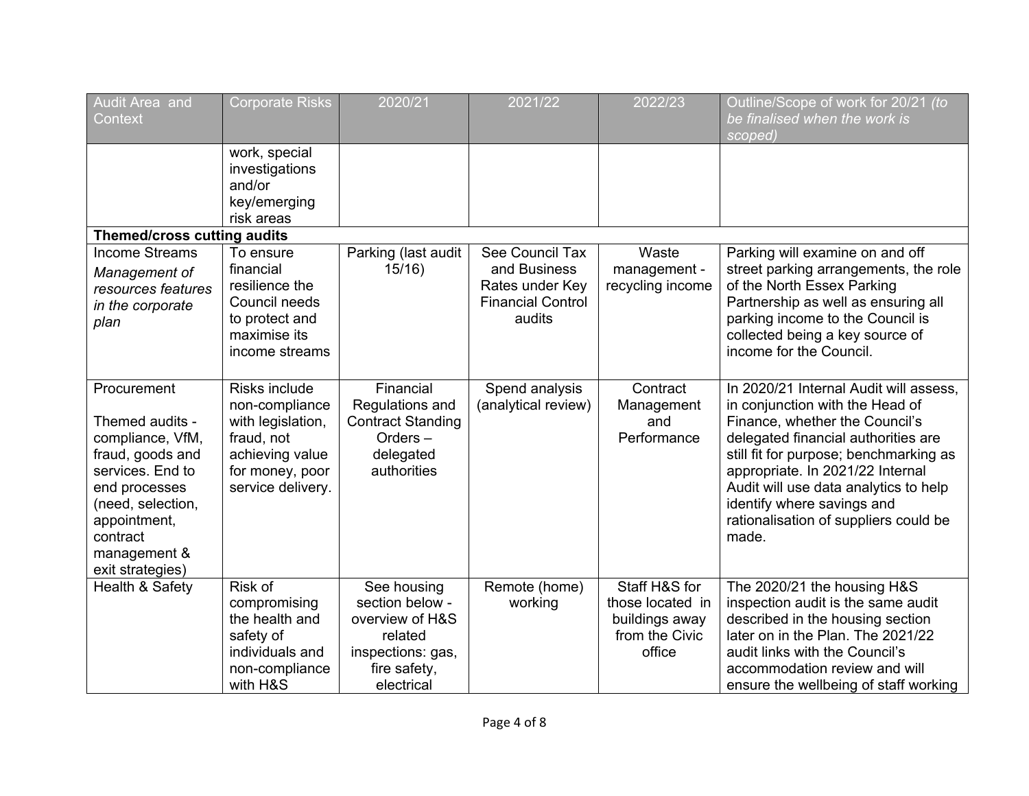| Audit Area and Context | Corporate Risks | 2020/21 | 2021/22 | 2022/23 | Outline/Scope of work for 20/21 *(to be finalised when the work is scoped)* |
|---|---|---|---|---|---|
| | work, special investigations and/or key/emerging risk areas | | | | |
| **Themed/cross cutting audits** | | | | | |
| Income Streams *Management of resources features in the corporate plan* | To ensure financial resilience the Council needs to protect and maximise its income streams | Parking (last audit 15/16) | See Council Tax and Business Rates under Key Financial Control audits | Waste management - recycling income | Parking will examine on and off street parking arrangements, the role of the North Essex Parking Partnership as well as ensuring all parking income to the Council is collected being a key source of income for the Council. |
| Procurement<br><br>Themed audits - compliance, VfM, fraud, goods and services. End to end processes (need, selection, appointment, contract management & exit strategies) | Risks include non-compliance with legislation, fraud, not achieving value for money, poor service delivery. | Financial Regulations and Contract Standing Orders – delegated authorities | Spend analysis (analytical review) | Contract Management and Performance | In 2020/21 Internal Audit will assess, in conjunction with the Head of Finance, whether the Council's delegated financial authorities are still fit for purpose; benchmarking as appropriate. In 2021/22 Internal Audit will use data analytics to help identify where savings and rationalisation of suppliers could be made. |
| Health & Safety | Risk of compromising the health and safety of individuals and non-compliance with H&S | See housing section below - overview of H&S related inspections: gas, fire safety, electrical | Remote (home) working | Staff H&S for those located in buildings away from the Civic office | The 2020/21 the housing H&S inspection audit is the same audit described in the housing section later on in the Plan. The 2021/22 audit links with the Council's accommodation review and will ensure the wellbeing of staff working |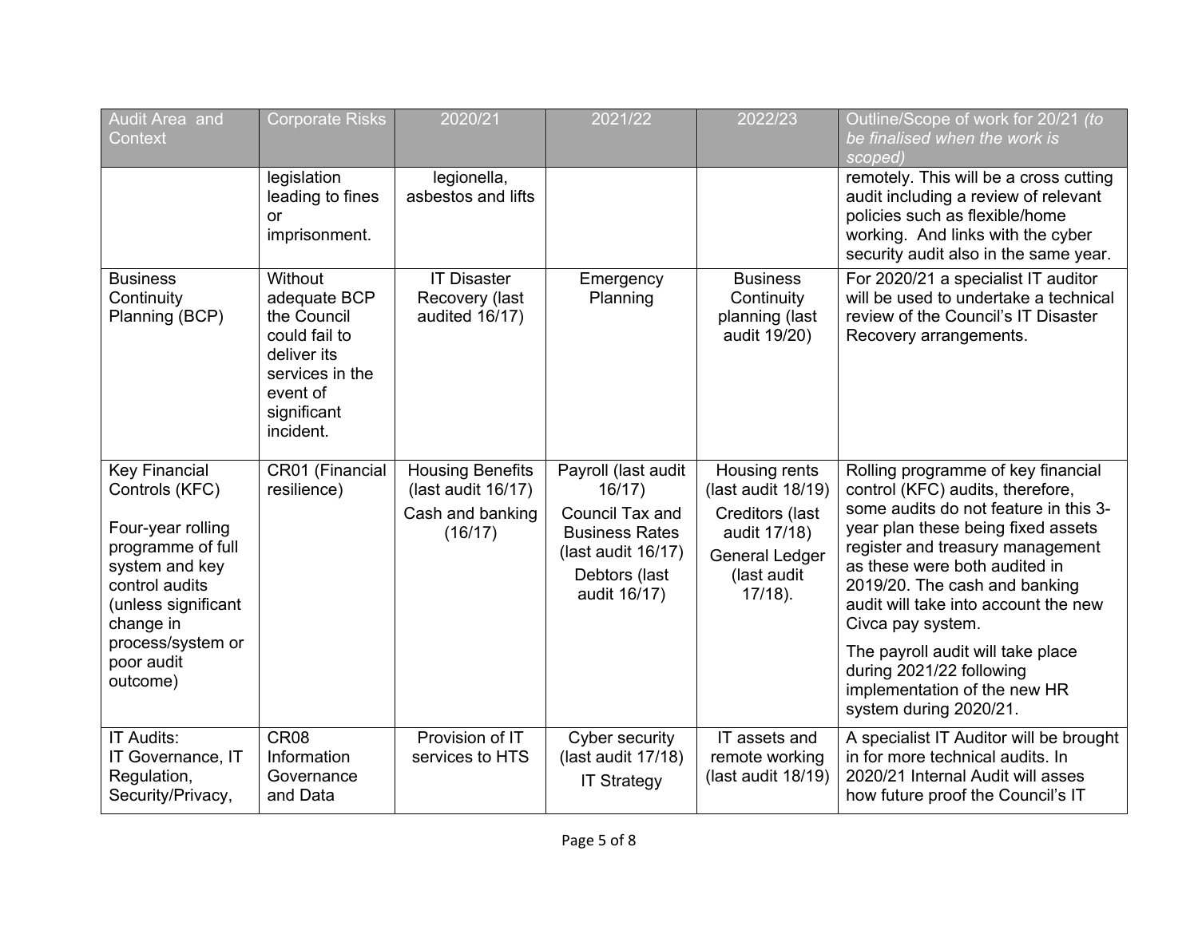| Audit Area and Context | Corporate Risks | 2020/21 | 2021/22 | 2022/23 | Outline/Scope of work for 20/21 *(to be finalised when the work is scoped)* |
|---|---|---|---|---|---|
| | legislation leading to fines or imprisonment. | legionella, asbestos and lifts | | | remotely. This will be a cross cutting audit including a review of relevant policies such as flexible/home working. And links with the cyber security audit also in the same year. |
| Business Continuity Planning (BCP) | Without adequate BCP the Council could fail to deliver its services in the event of significant incident. | IT Disaster Recovery (last audited 16/17) | Emergency Planning | Business Continuity planning (last audit 19/20) | For 2020/21 a specialist IT auditor will be used to undertake a technical review of the Council's IT Disaster Recovery arrangements. |
| Key Financial Controls (KFC)<br><br>Four-year rolling programme of full system and key control audits (unless significant change in process/system or poor audit outcome) | CR01 (Financial resilience) | Housing Benefits (last audit 16/17)<br>Cash and banking (16/17) | Payroll (last audit 16/17)<br>Council Tax and Business Rates (last audit 16/17)<br>Debtors (last audit 16/17) | Housing rents (last audit 18/19)<br>Creditors (last audit 17/18)<br>General Ledger (last audit 17/18). | Rolling programme of key financial control (KFC) audits, therefore, some audits do not feature in this 3-year plan these being fixed assets register and treasury management as these were both audited in 2019/20. The cash and banking audit will take into account the new Civca pay system.<br><br>The payroll audit will take place during 2021/22 following implementation of the new HR system during 2020/21. |
| IT Audits:<br>IT Governance, IT Regulation, Security/Privacy, | CR08 Information Governance and Data | Provision of IT services to HTS | Cyber security (last audit 17/18)<br>IT Strategy | IT assets and remote working (last audit 18/19) | A specialist IT Auditor will be brought in for more technical audits. In 2020/21 Internal Audit will asses how future proof the Council's IT |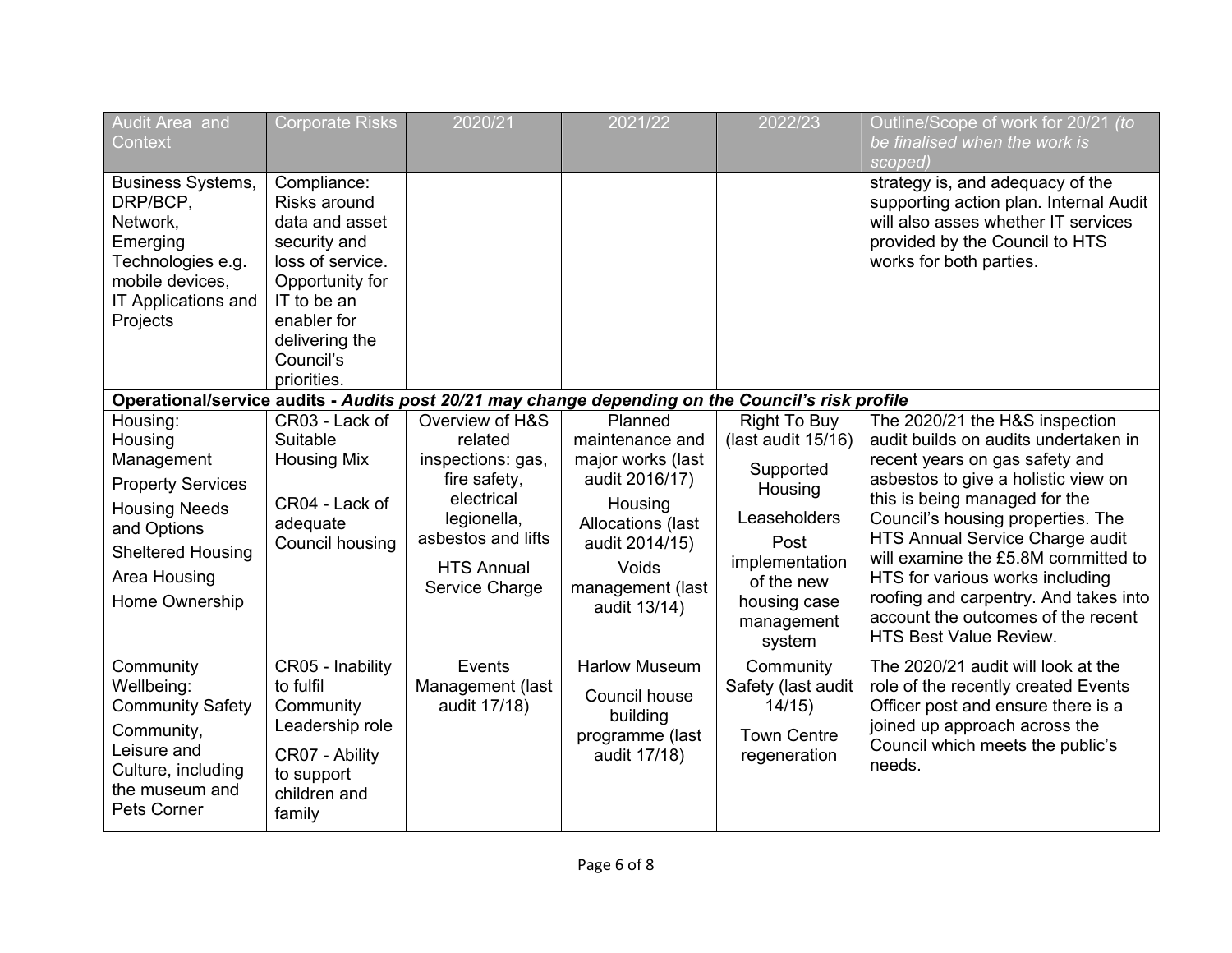| Audit Area and Context | Corporate Risks | 2020/21 | 2021/22 | 2022/23 | Outline/Scope of work for 20/21 *(to be finalised when the work is scoped)* |
|---|---|---|---|---|---|
| Business Systems, DRP/BCP, Network, Emerging Technologies e.g. mobile devices, IT Applications and Projects | Compliance: Risks around data and asset security and loss of service. Opportunity for IT to be an enabler for delivering the Council's priorities. | | | | strategy is, and adequacy of the supporting action plan. Internal Audit will also asses whether IT services provided by the Council to HTS works for both parties. |
| **Operational/service audits -** ***Audits post 20/21 may change depending on the Council's risk profile*** | | | | | |
| Housing: Housing Management<br>Property Services<br>Housing Needs and Options<br>Sheltered Housing<br>Area Housing<br>Home Ownership | CR03 - Lack of Suitable Housing Mix<br><br>CR04 - Lack of adequate Council housing | Overview of H&S related inspections: gas, fire safety, electrical legionella, asbestos and lifts<br>HTS Annual Service Charge | Planned maintenance and major works (last audit 2016/17)<br>Housing Allocations (last audit 2014/15)<br>Voids management (last audit 13/14) | Right To Buy (last audit 15/16)<br>Supported Housing<br>Leaseholders<br>Post implementation of the new housing case management system | The 2020/21 the H&S inspection audit builds on audits undertaken in recent years on gas safety and asbestos to give a holistic view on this is being managed for the Council's housing properties. The HTS Annual Service Charge audit will examine the £5.8M committed to HTS for various works including roofing and carpentry. And takes into account the outcomes of the recent HTS Best Value Review. |
| Community Wellbeing: Community Safety<br>Community, Leisure and Culture, including the museum and Pets Corner | CR05 - Inability to fulfil Community Leadership role<br>CR07 - Ability to support children and family | Events Management (last audit 17/18) | Harlow Museum<br>Council house building programme (last audit 17/18) | Community Safety (last audit 14/15)<br>Town Centre regeneration | The 2020/21 audit will look at the role of the recently created Events Officer post and ensure there is a joined up approach across the Council which meets the public's needs. |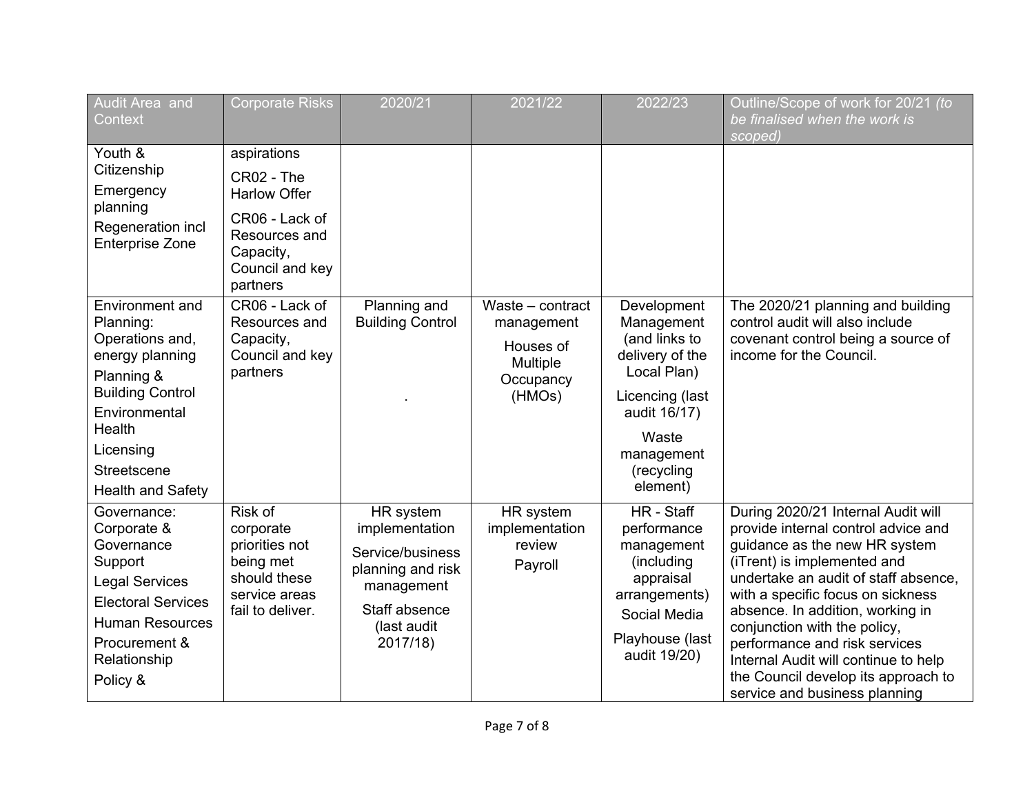| Audit Area and Context | Corporate Risks | 2020/21 | 2021/22 | 2022/23 | Outline/Scope of work for 20/21 *(to be finalised when the work is scoped)* |
|---|---|---|---|---|---|
| Youth & Citizenship<br>Emergency planning<br>Regeneration incl Enterprise Zone | aspirations<br>CR02 - The Harlow Offer<br>CR06 - Lack of Resources and Capacity, Council and key partners | | | | |
| Environment and Planning: Operations and, energy planning<br>Planning & Building Control<br>Environmental Health<br>Licensing<br>Streetscene<br>Health and Safety | CR06 - Lack of Resources and Capacity, Council and key partners | Planning and Building Control<br><br>. | Waste – contract management<br>Houses of Multiple Occupancy (HMOs) | Development Management (and links to delivery of the Local Plan)<br>Licencing (last audit 16/17)<br>Waste management (recycling element) | The 2020/21 planning and building control audit will also include covenant control being a source of income for the Council. |
| Governance: Corporate & Governance Support<br>Legal Services<br>Electoral Services<br>Human Resources<br>Procurement & Relationship<br>Policy & | Risk of corporate priorities not being met should these service areas fail to deliver. | HR system implementation<br>Service/business planning and risk management<br>Staff absence (last audit 2017/18) | HR system implementation review<br>Payroll | HR - Staff performance management (including appraisal arrangements)<br>Social Media<br>Playhouse (last audit 19/20) | During 2020/21 Internal Audit will provide internal control advice and guidance as the new HR system (iTrent) is implemented and undertake an audit of staff absence, with a specific focus on sickness absence. In addition, working in conjunction with the policy, performance and risk services Internal Audit will continue to help the Council develop its approach to service and business planning |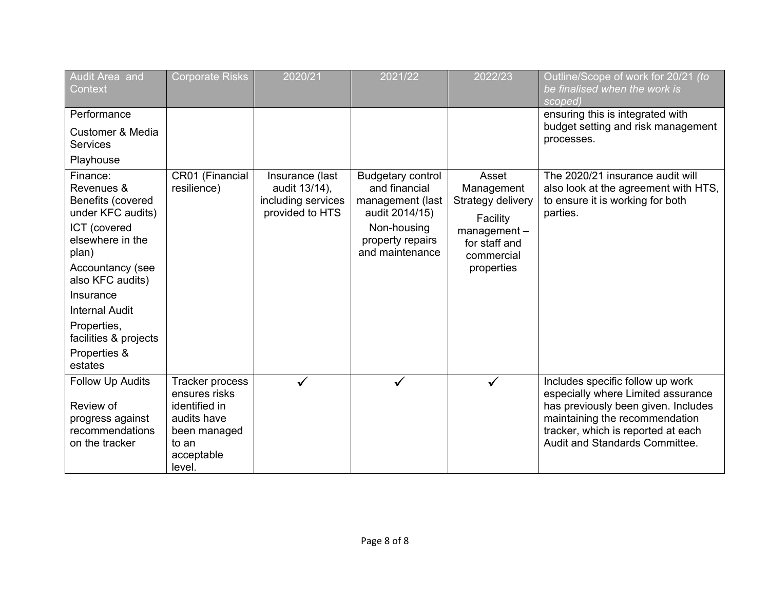| Audit Area and Context | Corporate Risks | 2020/21 | 2021/22 | 2022/23 | Outline/Scope of work for 20/21 *(to be finalised when the work is scoped)* |
|---|---|---|---|---|---|
| Performance<br>Customer & Media Services<br>Playhouse | | | | | ensuring this is integrated with budget setting and risk management processes. |
| Finance: Revenues & Benefits (covered under KFC audits)<br>ICT (covered elsewhere in the plan)<br>Accountancy (see also KFC audits)<br>Insurance<br>Internal Audit<br>Properties, facilities & projects<br>Properties & estates | CR01 (Financial resilience) | Insurance (last audit 13/14), including services provided to HTS | Budgetary control and financial management (last audit 2014/15)<br>Non-housing property repairs and maintenance | Asset Management Strategy delivery<br>Facility management – for staff and commercial properties | The 2020/21 insurance audit will also look at the agreement with HTS, to ensure it is working for both parties. |
| Follow Up Audits<br><br>Review of progress against recommendations on the tracker | Tracker process ensures risks identified in audits have been managed to an acceptable level. | ✓ | ✓ | ✓ | Includes specific follow up work especially where Limited assurance has previously been given. Includes maintaining the recommendation tracker, which is reported at each Audit and Standards Committee. |